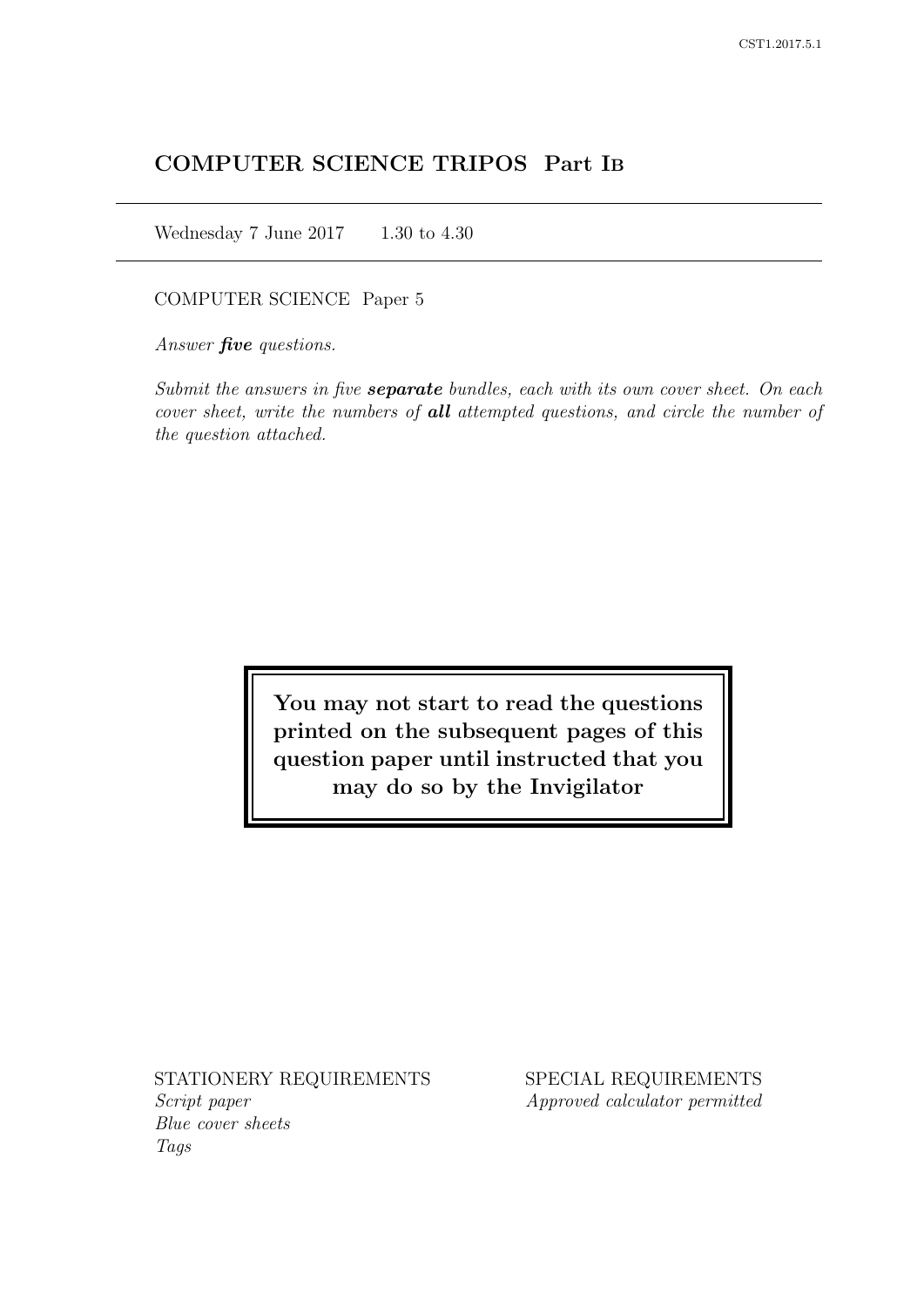# COMPUTER SCIENCE TRIPOS Part IB

Wednesday 7 June 2017 1.30 to 4.30

COMPUTER SCIENCE Paper 5

*Answer **five** questions.*

*Submit the answers in five **separate** bundles, each with its own cover sheet. On each cover sheet, write the numbers of **all** attempted questions, and circle the number of the question attached.*

**You may not start to read the questions printed on the subsequent pages of this question paper until instructed that you may do so by the Invigilator**

STATIONERY REQUIREMENTS
*Script paper*
*Blue cover sheets*
*Tags*

SPECIAL REQUIREMENTS
*Approved calculator permitted*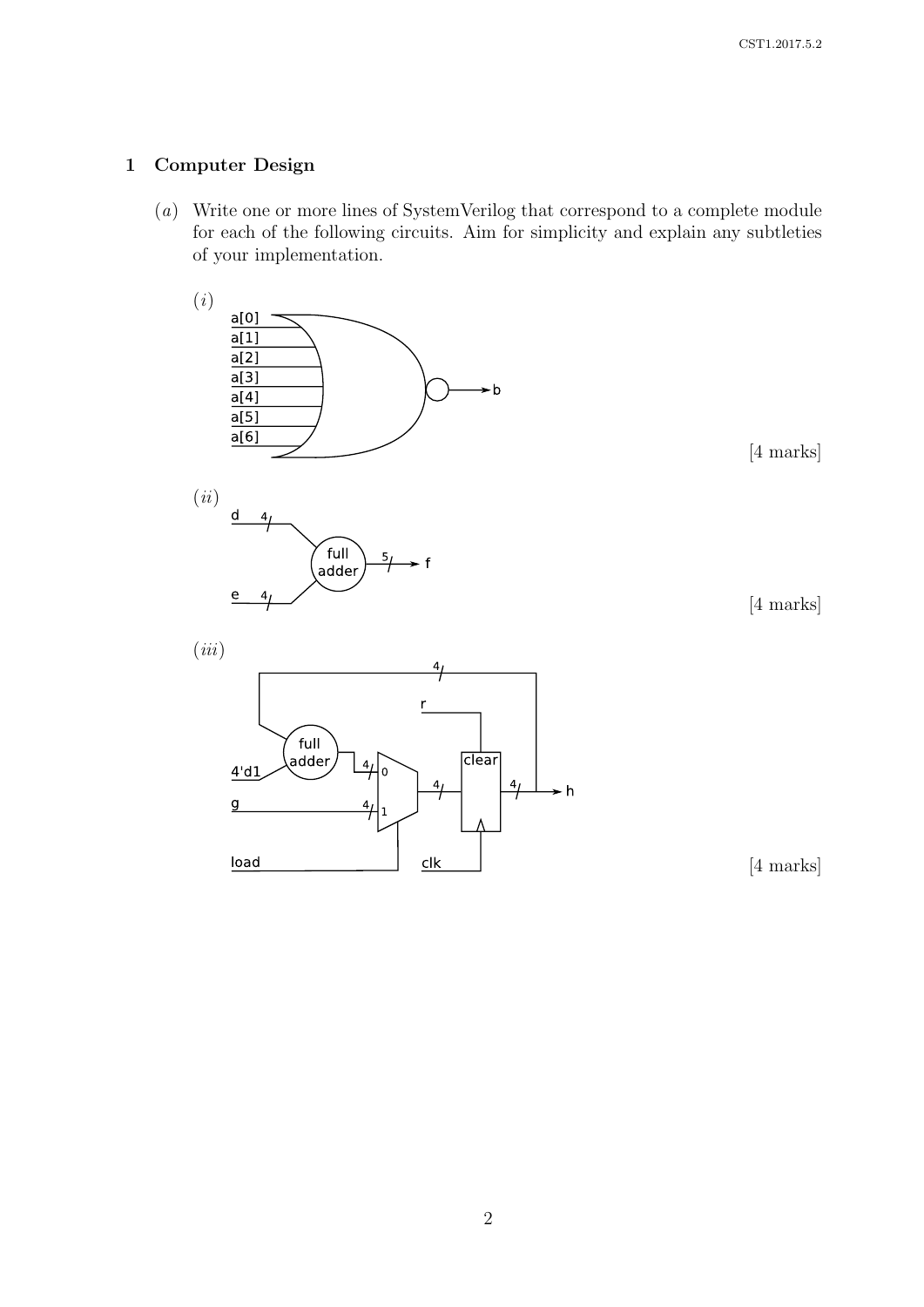## 1 Computer Design

(*a*) Write one or more lines of SystemVerilog that correspond to a complete module for each of the following circuits. Aim for simplicity and explain any subtleties of your implementation.

(*i*)

a[0]
a[1]
a[2]
a[3]
a[4]
a[5]
a[6]

b

[4 marks]

(*ii*)

d 4

e 4

full adder

5 f

[4 marks]

(*iii*)

4

r

full adder

4'd1

4 0

g

4 1

load

clear

4

4

h

clk

[4 marks]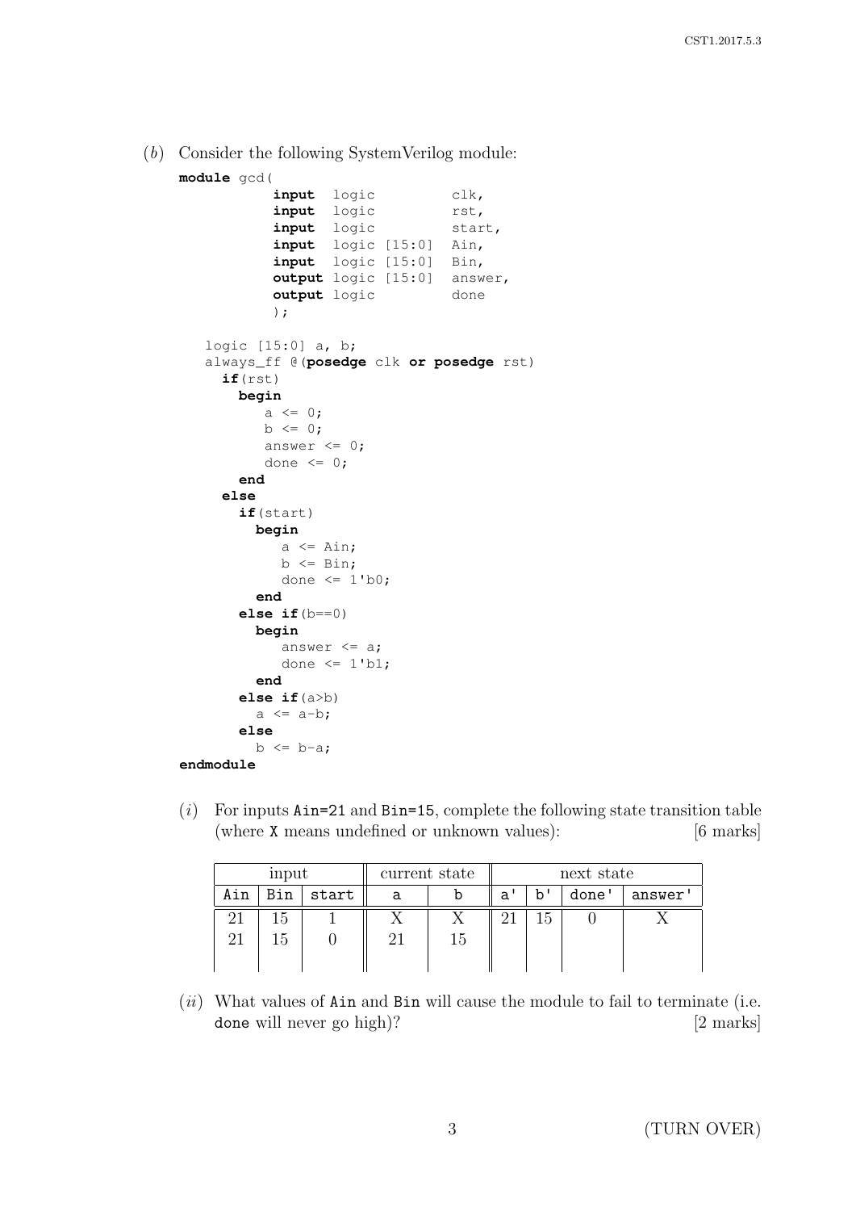(*b*) Consider the following SystemVerilog module:

```
module gcd(
           input  logic        clk,
           input  logic        rst,
           input  logic        start,
           input  logic [15:0] Ain,
           input  logic [15:0] Bin,
           output logic [15:0] answer,
           output logic        done
           );

   logic [15:0] a, b;
   always_ff @(posedge clk or posedge rst)
     if(rst)
       begin
          a <= 0;
          b <= 0;
          answer <= 0;
          done <= 0;
       end
     else
       if(start)
         begin
            a <= Ain;
            b <= Bin;
            done <= 1'b0;
         end
       else if(b==0)
         begin
            answer <= a;
            done <= 1'b1;
         end
       else if(a>b)
         a <= a-b;
       else
         b <= b-a;
endmodule
```

(*i*) For inputs `Ain=21` and `Bin=15`, complete the following state transition table (where `X` means undefined or unknown values): [6 marks]

| input | | | current state | | next state | | | |
|---|---|---|---|---|---|---|---|---|
| Ain | Bin | start | a | b | a' | b' | done' | answer' |
| 21 | 15 | 1 | X | X | 21 | 15 | 0 | X |
| 21 | 15 | 0 | 21 | 15 | | | | |
| | | | | | | | | |

(*ii*) What values of `Ain` and `Bin` will cause the module to fail to terminate (i.e. `done` will never go high)? [2 marks]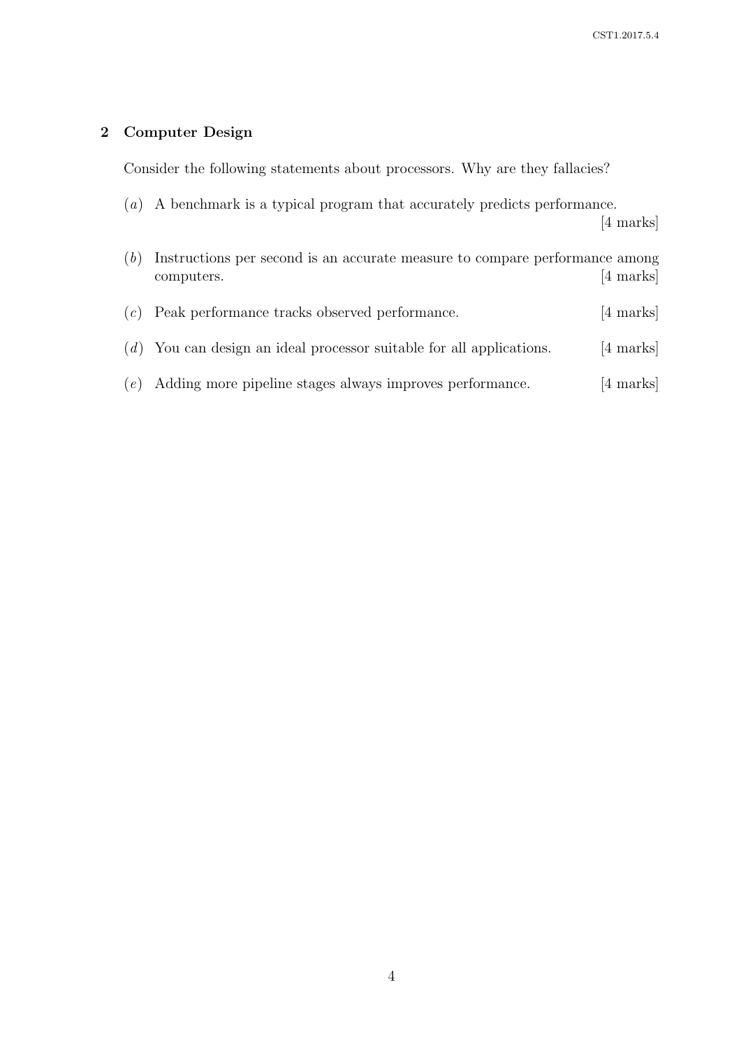## 2 Computer Design

Consider the following statements about processors. Why are they fallacies?

(*a*) A benchmark is a typical program that accurately predicts performance. [4 marks]

(*b*) Instructions per second is an accurate measure to compare performance among computers. [4 marks]

(*c*) Peak performance tracks observed performance. [4 marks]

(*d*) You can design an ideal processor suitable for all applications. [4 marks]

(*e*) Adding more pipeline stages always improves performance. [4 marks]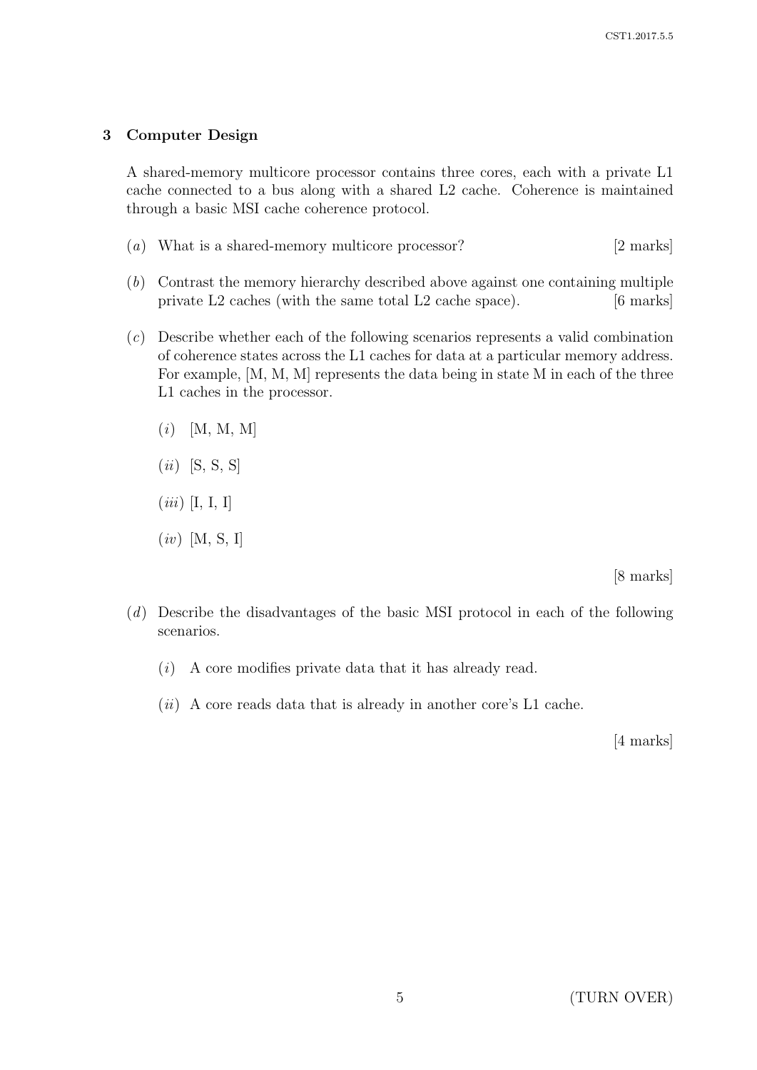## 3 Computer Design

A shared-memory multicore processor contains three cores, each with a private L1 cache connected to a bus along with a shared L2 cache. Coherence is maintained through a basic MSI cache coherence protocol.

(*a*) What is a shared-memory multicore processor? [2 marks]

(*b*) Contrast the memory hierarchy described above against one containing multiple private L2 caches (with the same total L2 cache space). [6 marks]

(*c*) Describe whether each of the following scenarios represents a valid combination of coherence states across the L1 caches for data at a particular memory address. For example, [M, M, M] represents the data being in state M in each of the three L1 caches in the processor.

- (*i*) [M, M, M]
- (*ii*) [S, S, S]
- (*iii*) [I, I, I]
- (*iv*) [M, S, I]

[8 marks]

(*d*) Describe the disadvantages of the basic MSI protocol in each of the following scenarios.

- (*i*) A core modifies private data that it has already read.
- (*ii*) A core reads data that is already in another core's L1 cache.

[4 marks]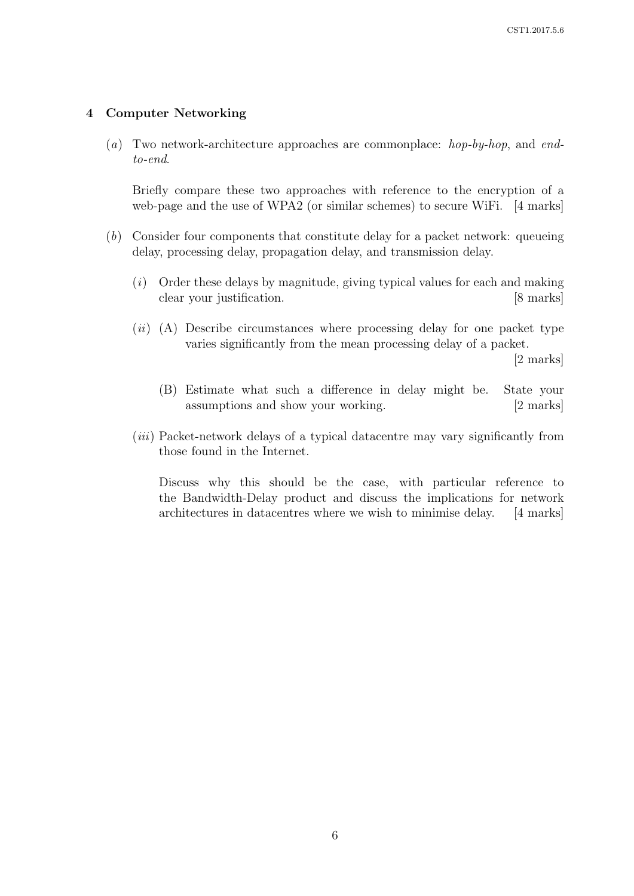## 4 Computer Networking

(*a*) Two network-architecture approaches are commonplace: *hop-by-hop*, and *end-to-end*.

Briefly compare these two approaches with reference to the encryption of a web-page and the use of WPA2 (or similar schemes) to secure WiFi. [4 marks]

(*b*) Consider four components that constitute delay for a packet network: queueing delay, processing delay, propagation delay, and transmission delay.

(*i*) Order these delays by magnitude, giving typical values for each and making clear your justification. [8 marks]

(*ii*) (A) Describe circumstances where processing delay for one packet type varies significantly from the mean processing delay of a packet. [2 marks]

(B) Estimate what such a difference in delay might be. State your assumptions and show your working. [2 marks]

(*iii*) Packet-network delays of a typical datacentre may vary significantly from those found in the Internet.

Discuss why this should be the case, with particular reference to the Bandwidth-Delay product and discuss the implications for network architectures in datacentres where we wish to minimise delay. [4 marks]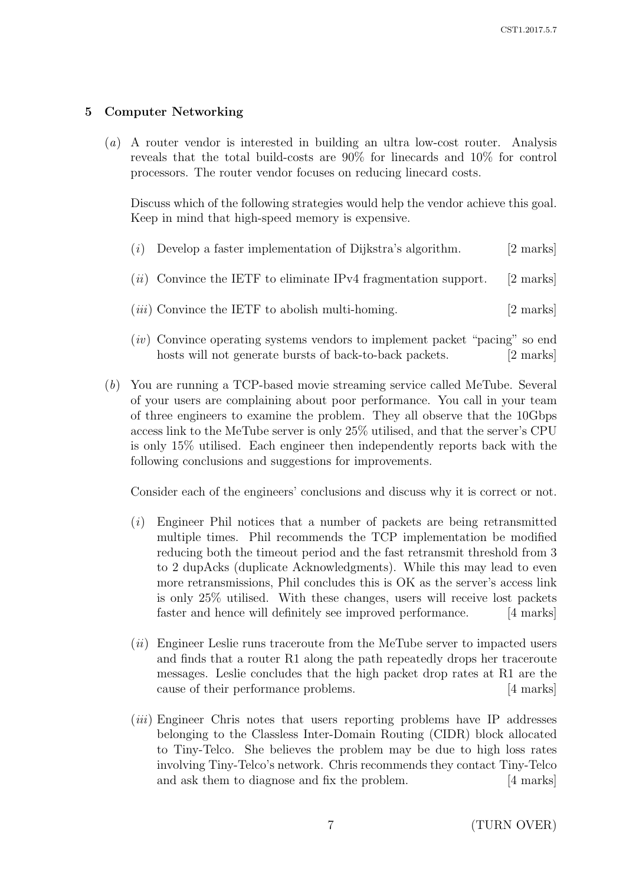## 5 Computer Networking

(*a*) A router vendor is interested in building an ultra low-cost router. Analysis reveals that the total build-costs are 90% for linecards and 10% for control processors. The router vendor focuses on reducing linecard costs.

Discuss which of the following strategies would help the vendor achieve this goal. Keep in mind that high-speed memory is expensive.

(*i*) Develop a faster implementation of Dijkstra's algorithm. [2 marks]

(*ii*) Convince the IETF to eliminate IPv4 fragmentation support. [2 marks]

(*iii*) Convince the IETF to abolish multi-homing. [2 marks]

(*iv*) Convince operating systems vendors to implement packet "pacing" so end hosts will not generate bursts of back-to-back packets. [2 marks]

(*b*) You are running a TCP-based movie streaming service called MeTube. Several of your users are complaining about poor performance. You call in your team of three engineers to examine the problem. They all observe that the 10Gbps access link to the MeTube server is only 25% utilised, and that the server's CPU is only 15% utilised. Each engineer then independently reports back with the following conclusions and suggestions for improvements.

Consider each of the engineers' conclusions and discuss why it is correct or not.

(*i*) Engineer Phil notices that a number of packets are being retransmitted multiple times. Phil recommends the TCP implementation be modified reducing both the timeout period and the fast retransmit threshold from 3 to 2 dupAcks (duplicate Acknowledgments). While this may lead to even more retransmissions, Phil concludes this is OK as the server's access link is only 25% utilised. With these changes, users will receive lost packets faster and hence will definitely see improved performance. [4 marks]

(*ii*) Engineer Leslie runs traceroute from the MeTube server to impacted users and finds that a router R1 along the path repeatedly drops her traceroute messages. Leslie concludes that the high packet drop rates at R1 are the cause of their performance problems. [4 marks]

(*iii*) Engineer Chris notes that users reporting problems have IP addresses belonging to the Classless Inter-Domain Routing (CIDR) block allocated to Tiny-Telco. She believes the problem may be due to high loss rates involving Tiny-Telco's network. Chris recommends they contact Tiny-Telco and ask them to diagnose and fix the problem. [4 marks]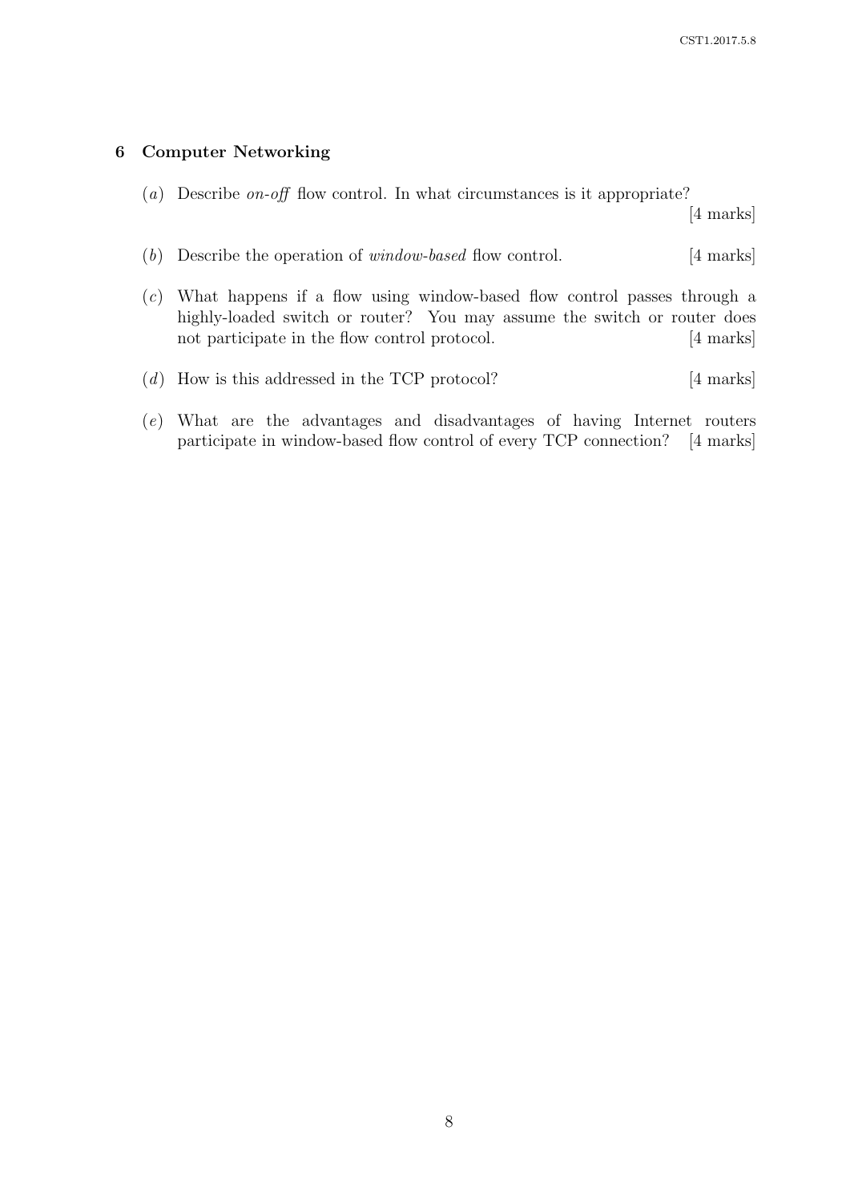## 6 Computer Networking

(*a*) Describe *on-off* flow control. In what circumstances is it appropriate? [4 marks]

(*b*) Describe the operation of *window-based* flow control. [4 marks]

(*c*) What happens if a flow using window-based flow control passes through a highly-loaded switch or router? You may assume the switch or router does not participate in the flow control protocol. [4 marks]

(*d*) How is this addressed in the TCP protocol? [4 marks]

(*e*) What are the advantages and disadvantages of having Internet routers participate in window-based flow control of every TCP connection? [4 marks]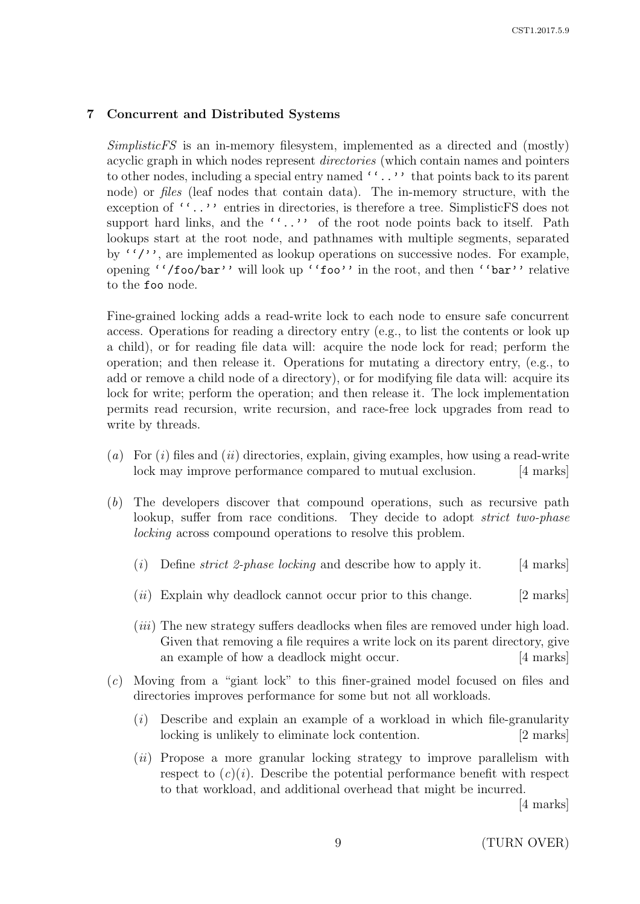## 7 Concurrent and Distributed Systems

*SimplisticFS* is an in-memory filesystem, implemented as a directed and (mostly) acyclic graph in which nodes represent *directories* (which contain names and pointers to other nodes, including a special entry named ''..'' that points back to its parent node) or *files* (leaf nodes that contain data). The in-memory structure, with the exception of ''..'' entries in directories, is therefore a tree. SimplisticFS does not support hard links, and the ''..'' of the root node points back to itself. Path lookups start at the root node, and pathnames with multiple segments, separated by ''/'', are implemented as lookup operations on successive nodes. For example, opening ''/foo/bar'' will look up ''foo'' in the root, and then ''bar'' relative to the foo node.

Fine-grained locking adds a read-write lock to each node to ensure safe concurrent access. Operations for reading a directory entry (e.g., to list the contents or look up a child), or for reading file data will: acquire the node lock for read; perform the operation; and then release it. Operations for mutating a directory entry, (e.g., to add or remove a child node of a directory), or for modifying file data will: acquire its lock for write; perform the operation; and then release it. The lock implementation permits read recursion, write recursion, and race-free lock upgrades from read to write by threads.

(*a*) For (*i*) files and (*ii*) directories, explain, giving examples, how using a read-write lock may improve performance compared to mutual exclusion. [4 marks]

(*b*) The developers discover that compound operations, such as recursive path lookup, suffer from race conditions. They decide to adopt *strict two-phase locking* across compound operations to resolve this problem.

(*i*) Define *strict 2-phase locking* and describe how to apply it. [4 marks]

(*ii*) Explain why deadlock cannot occur prior to this change. [2 marks]

(*iii*) The new strategy suffers deadlocks when files are removed under high load. Given that removing a file requires a write lock on its parent directory, give an example of how a deadlock might occur. [4 marks]

(*c*) Moving from a "giant lock" to this finer-grained model focused on files and directories improves performance for some but not all workloads.

(*i*) Describe and explain an example of a workload in which file-granularity locking is unlikely to eliminate lock contention. [2 marks]

(*ii*) Propose a more granular locking strategy to improve parallelism with respect to (*c*)(*i*). Describe the potential performance benefit with respect to that workload, and additional overhead that might be incurred. [4 marks]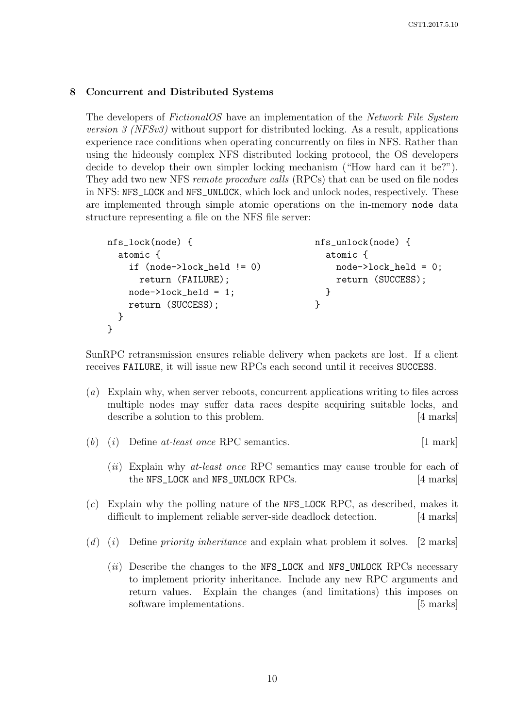## 8 Concurrent and Distributed Systems

The developers of *FictionalOS* have an implementation of the *Network File System version 3 (NFSv3)* without support for distributed locking. As a result, applications experience race conditions when operating concurrently on files in NFS. Rather than using the hideously complex NFS distributed locking protocol, the OS developers decide to develop their own simpler locking mechanism ("How hard can it be?"). They add two new NFS *remote procedure calls* (RPCs) that can be used on file nodes in NFS: `NFS_LOCK` and `NFS_UNLOCK`, which lock and unlock nodes, respectively. These are implemented through simple atomic operations on the in-memory `node` data structure representing a file on the NFS file server:

```
nfs_lock(node) {
  atomic {
    if (node->lock_held != 0)
      return (FAILURE);
    node->lock_held = 1;
    return (SUCCESS);
  }
}
```

```
nfs_unlock(node) {
  atomic {
    node->lock_held = 0;
    return (SUCCESS);
  }
}
```

SunRPC retransmission ensures reliable delivery when packets are lost. If a client receives `FAILURE`, it will issue new RPCs each second until it receives `SUCCESS`.

(*a*) Explain why, when server reboots, concurrent applications writing to files across multiple nodes may suffer data races despite acquiring suitable locks, and describe a solution to this problem. [4 marks]

(*b*) (*i*) Define *at-least once* RPC semantics. [1 mark]

(*ii*) Explain why *at-least once* RPC semantics may cause trouble for each of the `NFS_LOCK` and `NFS_UNLOCK` RPCs. [4 marks]

(*c*) Explain why the polling nature of the `NFS_LOCK` RPC, as described, makes it difficult to implement reliable server-side deadlock detection. [4 marks]

(*d*) (*i*) Define *priority inheritance* and explain what problem it solves. [2 marks]

(*ii*) Describe the changes to the `NFS_LOCK` and `NFS_UNLOCK` RPCs necessary to implement priority inheritance. Include any new RPC arguments and return values. Explain the changes (and limitations) this imposes on software implementations. [5 marks]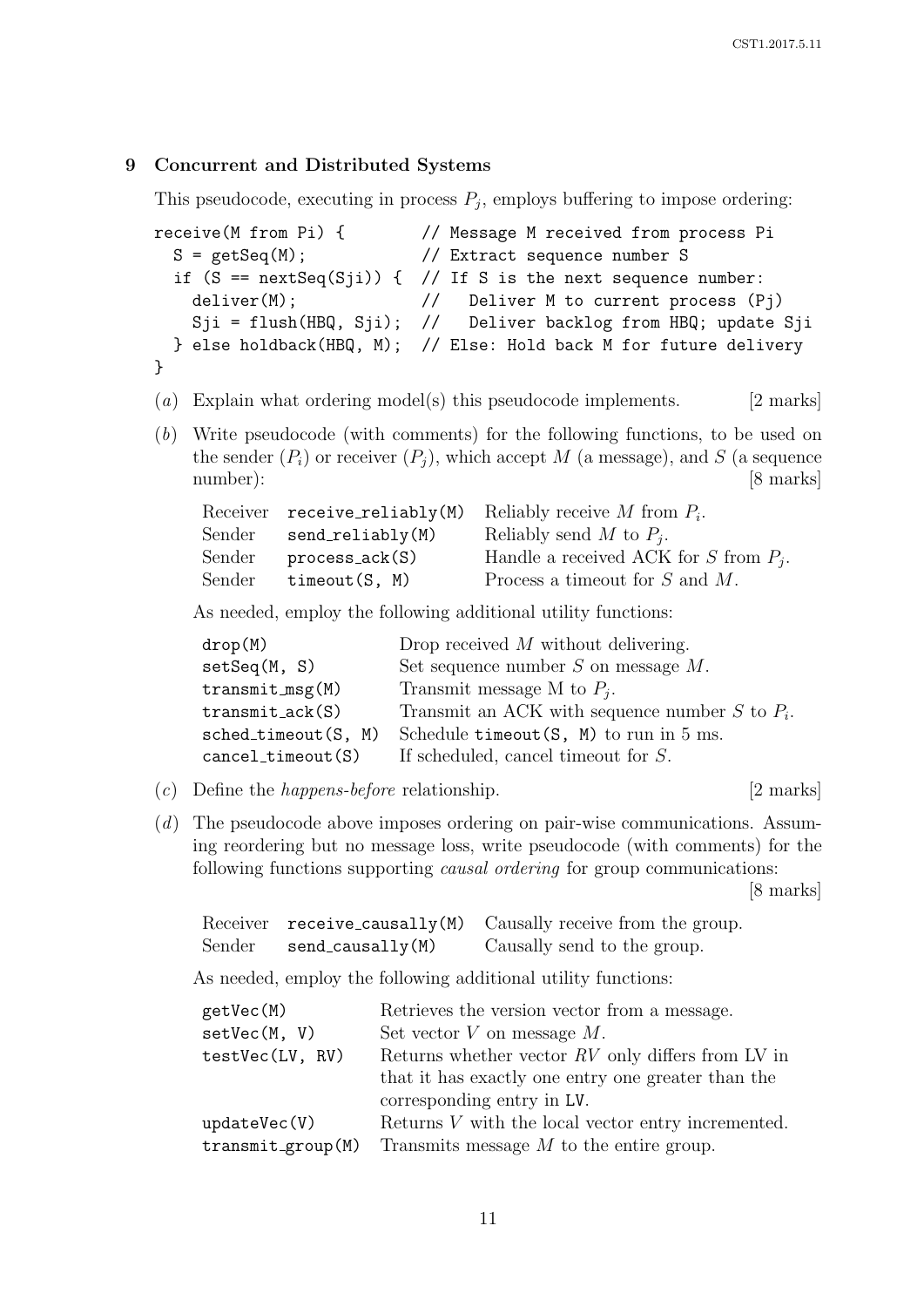## 9 Concurrent and Distributed Systems

This pseudocode, executing in process $P_j$, employs buffering to impose ordering:

```
receive(M from Pi) {         // Message M received from process Pi
  S = getSeq(M);             // Extract sequence number S
  if (S == nextSeq(Sji)) {   // If S is the next sequence number:
    deliver(M);              //   Deliver M to current process (Pj)
    Sji = flush(HBQ, Sji);   //   Deliver backlog from HBQ; update Sji
  } else holdback(HBQ, M);   // Else: Hold back M for future delivery
}
```

(*a*) Explain what ordering model(s) this pseudocode implements. [2 marks]

(*b*) Write pseudocode (with comments) for the following functions, to be used on the sender ($P_i$) or receiver ($P_j$), which accept $M$ (a message), and $S$ (a sequence number): [8 marks]

| | | |
|---|---|---|
| Receiver | `receive_reliably(M)` | Reliably receive $M$ from $P_i$. |
| Sender | `send_reliably(M)` | Reliably send $M$ to $P_j$. |
| Sender | `process_ack(S)` | Handle a received ACK for $S$ from $P_j$. |
| Sender | `timeout(S, M)` | Process a timeout for $S$ and $M$. |

As needed, employ the following additional utility functions:

| | |
|---|---|
| `drop(M)` | Drop received $M$ without delivering. |
| `setSeq(M, S)` | Set sequence number $S$ on message $M$. |
| `transmit_msg(M)` | Transmit message M to $P_j$. |
| `transmit_ack(S)` | Transmit an ACK with sequence number $S$ to $P_i$. |
| `sched_timeout(S, M)` | Schedule `timeout(S, M)` to run in 5 ms. |
| `cancel_timeout(S)` | If scheduled, cancel timeout for $S$. |

(*c*) Define the *happens-before* relationship. [2 marks]

(*d*) The pseudocode above imposes ordering on pair-wise communications. Assuming reordering but no message loss, write pseudocode (with comments) for the following functions supporting *causal ordering* for group communications: [8 marks]

| | | |
|---|---|---|
| Receiver | `receive_causally(M)` | Causally receive from the group. |
| Sender | `send_causally(M)` | Causally send to the group. |

As needed, employ the following additional utility functions:

| | |
|---|---|
| `getVec(M)` | Retrieves the version vector from a message. |
| `setVec(M, V)` | Set vector $V$ on message $M$. |
| `testVec(LV, RV)` | Returns whether vector $RV$ only differs from LV in that it has exactly one entry greater than the corresponding entry in `LV`. |
| `updateVec(V)` | Returns $V$ with the local vector entry incremented. |
| `transmit_group(M)` | Transmits message $M$ to the entire group. |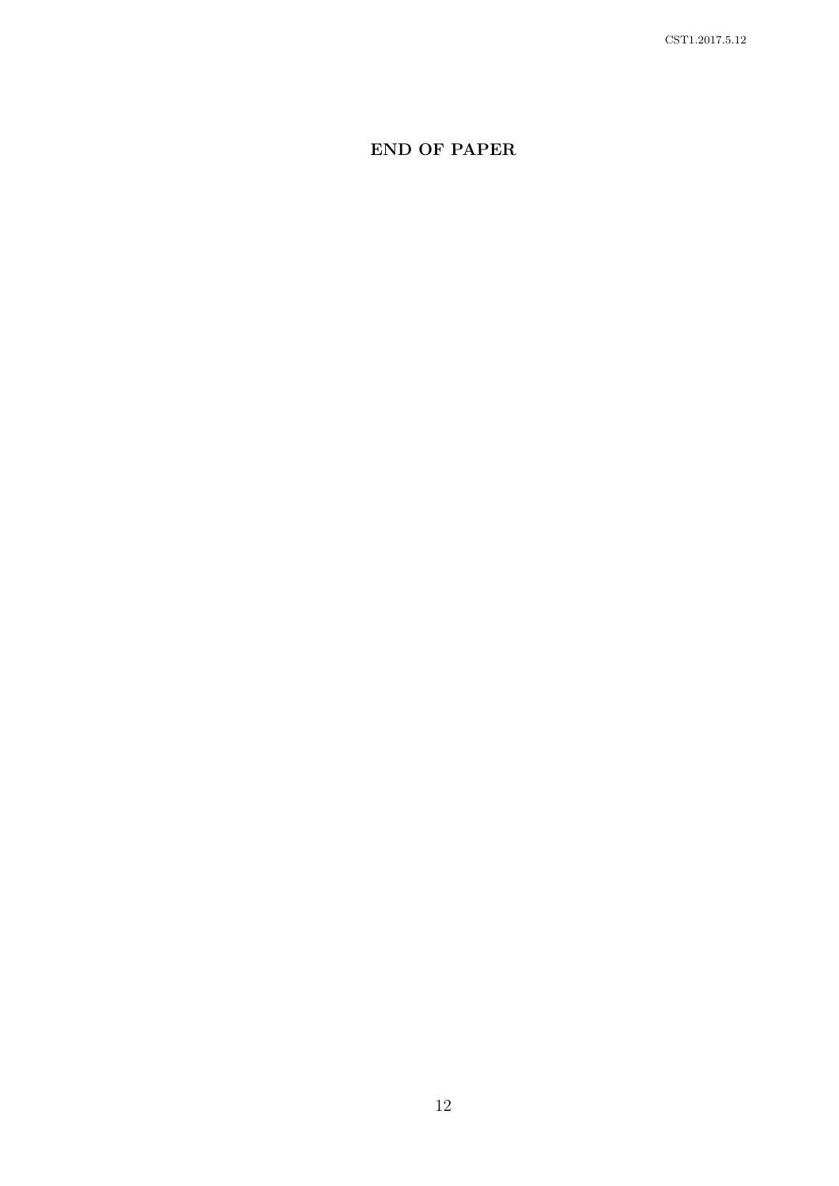**END OF PAPER**